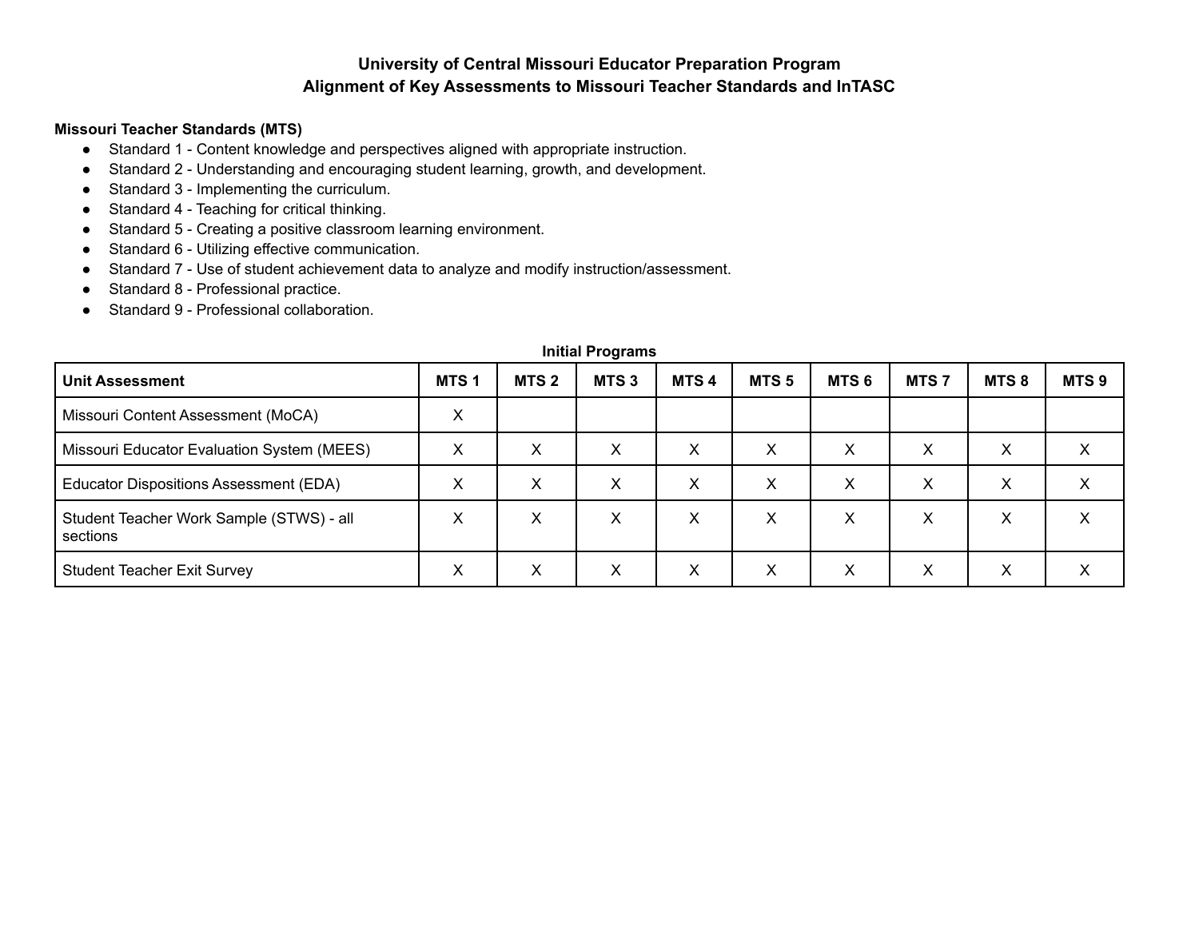# University of Central Missouri Educator Preparation Program
## Alignment of Key Assessments to Missouri Teacher Standards and InTASC

**Missouri Teacher Standards (MTS)**

- Standard 1 - Content knowledge and perspectives aligned with appropriate instruction.
- Standard 2 - Understanding and encouraging student learning, growth, and development.
- Standard 3 - Implementing the curriculum.
- Standard 4 - Teaching for critical thinking.
- Standard 5 - Creating a positive classroom learning environment.
- Standard 6 - Utilizing effective communication.
- Standard 7 - Use of student achievement data to analyze and modify instruction/assessment.
- Standard 8 - Professional practice.
- Standard 9 - Professional collaboration.

**Initial Programs**

| Unit Assessment | MTS 1 | MTS 2 | MTS 3 | MTS 4 | MTS 5 | MTS 6 | MTS 7 | MTS 8 | MTS 9 |
|---|---|---|---|---|---|---|---|---|---|
| Missouri Content Assessment (MoCA) | X | | | | | | | | |
| Missouri Educator Evaluation System (MEES) | X | X | X | X | X | X | X | X | X |
| Educator Dispositions Assessment (EDA) | X | X | X | X | X | X | X | X | X |
| Student Teacher Work Sample (STWS) - all sections | X | X | X | X | X | X | X | X | X |
| Student Teacher Exit Survey | X | X | X | X | X | X | X | X | X |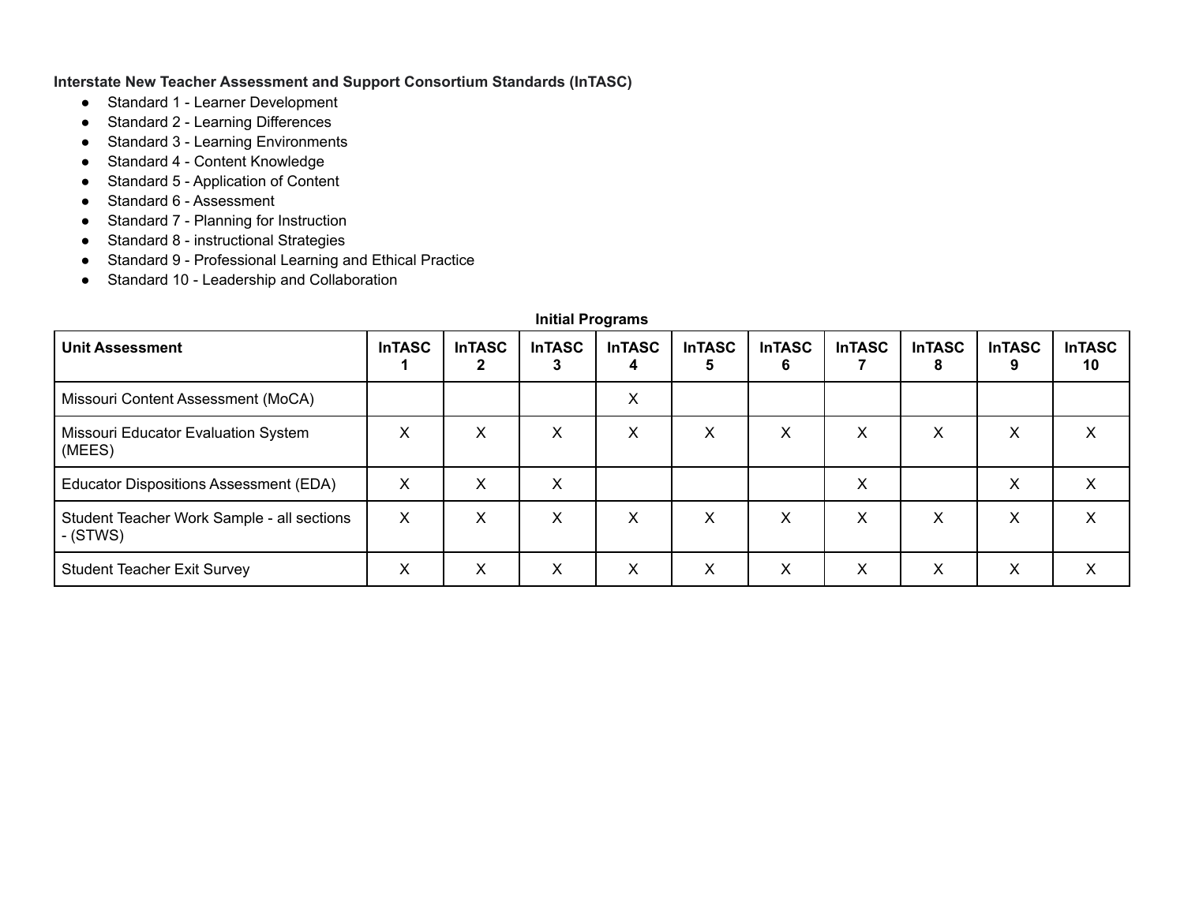**Interstate New Teacher Assessment and Support Consortium Standards (InTASC)**

- Standard 1 - Learner Development
- Standard 2 - Learning Differences
- Standard 3 - Learning Environments
- Standard 4 - Content Knowledge
- Standard 5 - Application of Content
- Standard 6 - Assessment
- Standard 7 - Planning for Instruction
- Standard 8 - instructional Strategies
- Standard 9 - Professional Learning and Ethical Practice
- Standard 10 - Leadership and Collaboration

**Initial Programs**

| Unit Assessment | InTASC 1 | InTASC 2 | InTASC 3 | InTASC 4 | InTASC 5 | InTASC 6 | InTASC 7 | InTASC 8 | InTASC 9 | InTASC 10 |
|---|---|---|---|---|---|---|---|---|---|---|
| Missouri Content Assessment (MoCA) | | | | X | | | | | | |
| Missouri Educator Evaluation System (MEES) | X | X | X | X | X | X | X | X | X | X |
| Educator Dispositions Assessment (EDA) | X | X | X | | | | X | | X | X |
| Student Teacher Work Sample - all sections - (STWS) | X | X | X | X | X | X | X | X | X | X |
| Student Teacher Exit Survey | X | X | X | X | X | X | X | X | X | X |